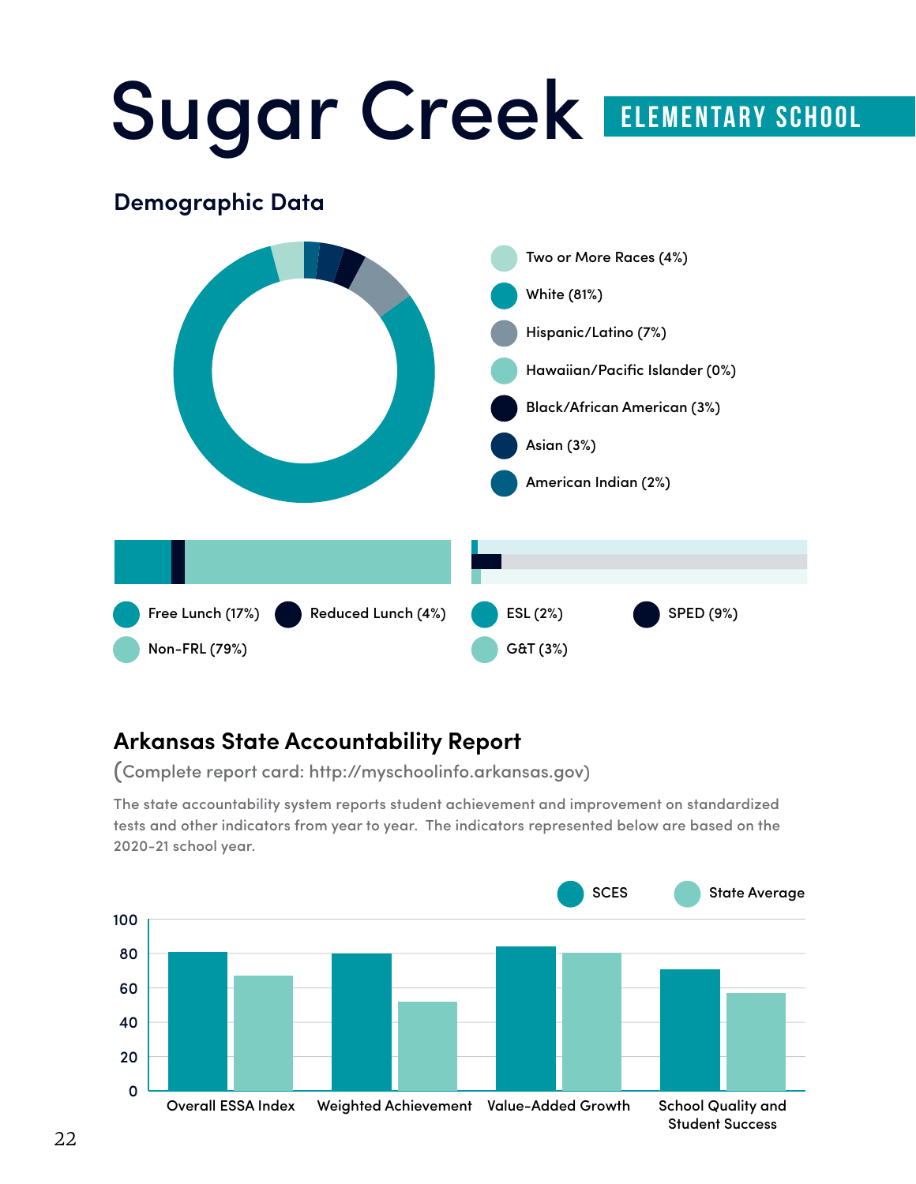# Sugar Creek ELEMENTARY SCHOOL

## Demographic Data

- Two or More Races (4%)
- White (81%)
- Hispanic/Latino (7%)
- Hawaiian/Pacific Islander (0%)
- Black/African American (3%)
- Asian (3%)
- American Indian (2%)

- Free Lunch (17%)
- Reduced Lunch (4%)
- Non-FRL (79%)

- ESL (2%)
- SPED (9%)
- G&T (3%)

## Arkansas State Accountability Report

(Complete report card: http://myschoolinfo.arkansas.gov)

The state accountability system reports student achievement and improvement on standardized tests and other indicators from year to year. The indicators represented below are based on the 2020-21 school year.

SCES | State Average

Overall ESSA Index | Weighted Achievement | Value-Added Growth | School Quality and Student Success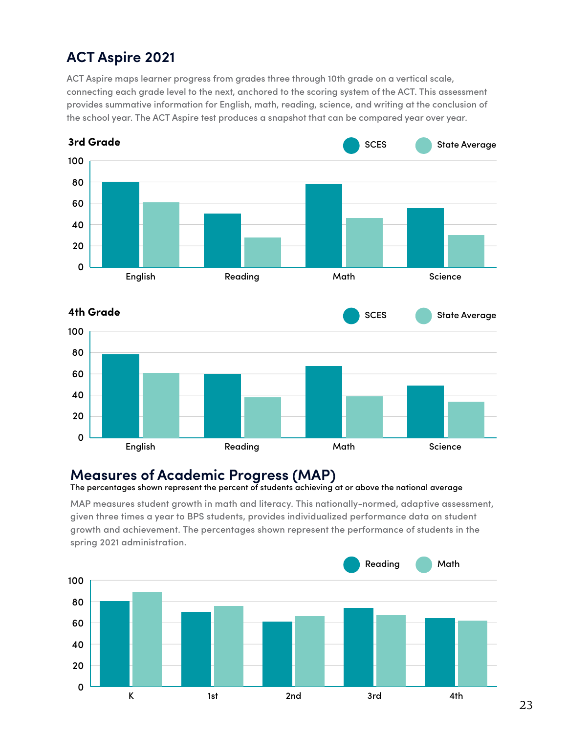## ACT Aspire 2021

ACT Aspire maps learner progress from grades three through 10th grade on a vertical scale, connecting each grade level to the next, anchored to the scoring system of the ACT. This assessment provides summative information for English, math, reading, science, and writing at the conclusion of the school year. The ACT Aspire test produces a snapshot that can be compared year over year.

**3rd Grade**

SCES
State Average

100
80
60
40
20
0

English
Reading
Math
Science

**4th Grade**

SCES
State Average

100
80
60
40
20
0

English
Reading
Math
Science

## Measures of Academic Progress (MAP)

The percentages shown represent the percent of students achieving at or above the national average

MAP measures student growth in math and literacy. This nationally-normed, adaptive assessment, given three times a year to BPS students, provides individualized performance data on student growth and achievement. The percentages shown represent the performance of students in the spring 2021 administration.

Reading
Math

100
80
60
40
20
0

K
1st
2nd
3rd
4th